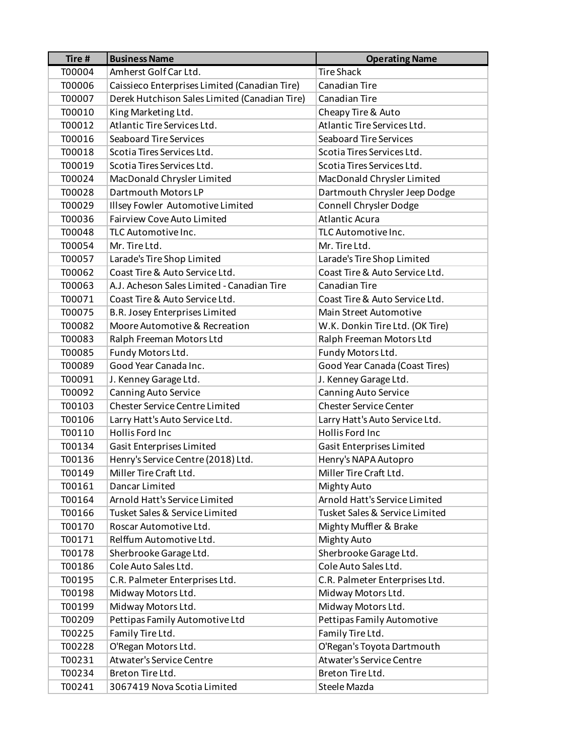| Tire # | Business Name | Operating Name |
|---|---|---|
| T00004 | Amherst Golf Car Ltd. | Tire Shack |
| T00006 | Caissieco Enterprises Limited (Canadian Tire) | Canadian Tire |
| T00007 | Derek Hutchison Sales Limited (Canadian Tire) | Canadian Tire |
| T00010 | King Marketing Ltd. | Cheapy Tire & Auto |
| T00012 | Atlantic Tire Services Ltd. | Atlantic Tire Services Ltd. |
| T00016 | Seaboard Tire Services | Seaboard Tire Services |
| T00018 | Scotia Tires Services Ltd. | Scotia Tires Services Ltd. |
| T00019 | Scotia Tires Services Ltd. | Scotia Tires Services Ltd. |
| T00024 | MacDonald Chrysler Limited | MacDonald Chrysler Limited |
| T00028 | Dartmouth Motors LP | Dartmouth Chrysler Jeep Dodge |
| T00029 | Illsey Fowler Automotive Limited | Connell Chrysler Dodge |
| T00036 | Fairview Cove Auto Limited | Atlantic Acura |
| T00048 | TLC Automotive Inc. | TLC Automotive Inc. |
| T00054 | Mr. Tire Ltd. | Mr. Tire Ltd. |
| T00057 | Larade's Tire Shop Limited | Larade's Tire Shop Limited |
| T00062 | Coast Tire & Auto Service Ltd. | Coast Tire & Auto Service Ltd. |
| T00063 | A.J. Acheson Sales Limited - Canadian Tire | Canadian Tire |
| T00071 | Coast Tire & Auto Service Ltd. | Coast Tire & Auto Service Ltd. |
| T00075 | B.R. Josey Enterprises Limited | Main Street Automotive |
| T00082 | Moore Automotive & Recreation | W.K. Donkin Tire Ltd. (OK Tire) |
| T00083 | Ralph Freeman Motors Ltd | Ralph Freeman Motors Ltd |
| T00085 | Fundy Motors Ltd. | Fundy Motors Ltd. |
| T00089 | Good Year Canada Inc. | Good Year Canada (Coast Tires) |
| T00091 | J. Kenney Garage Ltd. | J. Kenney Garage Ltd. |
| T00092 | Canning Auto Service | Canning Auto Service |
| T00103 | Chester Service Centre Limited | Chester Service Center |
| T00106 | Larry Hatt's Auto Service Ltd. | Larry Hatt's Auto Service Ltd. |
| T00110 | Hollis Ford Inc | Hollis Ford Inc |
| T00134 | Gasit Enterprises Limited | Gasit Enterprises Limited |
| T00136 | Henry's Service Centre (2018) Ltd. | Henry's NAPA Autopro |
| T00149 | Miller Tire Craft Ltd. | Miller Tire Craft Ltd. |
| T00161 | Dancar Limited | Mighty Auto |
| T00164 | Arnold Hatt's Service Limited | Arnold Hatt's Service Limited |
| T00166 | Tusket Sales & Service Limited | Tusket Sales & Service Limited |
| T00170 | Roscar Automotive Ltd. | Mighty Muffler & Brake |
| T00171 | Relffum Automotive Ltd. | Mighty Auto |
| T00178 | Sherbrooke Garage Ltd. | Sherbrooke Garage Ltd. |
| T00186 | Cole Auto Sales Ltd. | Cole Auto Sales Ltd. |
| T00195 | C.R. Palmeter Enterprises Ltd. | C.R. Palmeter Enterprises Ltd. |
| T00198 | Midway Motors Ltd. | Midway Motors Ltd. |
| T00199 | Midway Motors Ltd. | Midway Motors Ltd. |
| T00209 | Pettipas Family Automotive Ltd | Pettipas Family Automotive |
| T00225 | Family Tire Ltd. | Family Tire Ltd. |
| T00228 | O'Regan Motors Ltd. | O'Regan's Toyota Dartmouth |
| T00231 | Atwater's Service Centre | Atwater's Service Centre |
| T00234 | Breton Tire Ltd. | Breton Tire Ltd. |
| T00241 | 3067419 Nova Scotia Limited | Steele Mazda |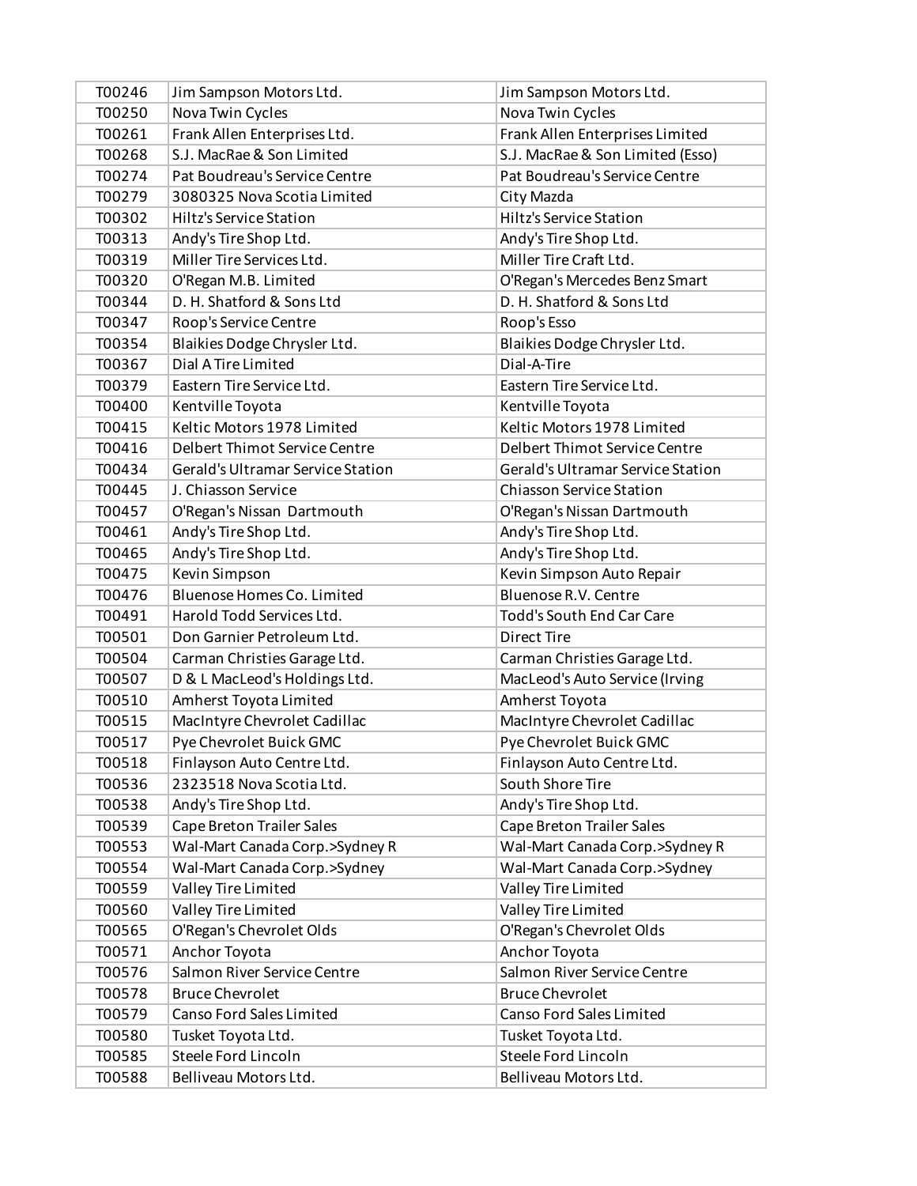| T00246 | Jim Sampson Motors Ltd. | Jim Sampson Motors Ltd. |
|---|---|---|
| T00250 | Nova Twin Cycles | Nova Twin Cycles |
| T00261 | Frank Allen Enterprises Ltd. | Frank Allen Enterprises Limited |
| T00268 | S.J. MacRae & Son Limited | S.J. MacRae & Son Limited (Esso) |
| T00274 | Pat Boudreau's Service Centre | Pat Boudreau's Service Centre |
| T00279 | 3080325 Nova Scotia Limited | City Mazda |
| T00302 | Hiltz's Service Station | Hiltz's Service Station |
| T00313 | Andy's Tire Shop Ltd. | Andy's Tire Shop Ltd. |
| T00319 | Miller Tire Services Ltd. | Miller Tire Craft Ltd. |
| T00320 | O'Regan M.B. Limited | O'Regan's Mercedes Benz Smart |
| T00344 | D. H. Shatford & Sons Ltd | D. H. Shatford & Sons Ltd |
| T00347 | Roop's Service Centre | Roop's Esso |
| T00354 | Blaikies Dodge Chrysler Ltd. | Blaikies Dodge Chrysler Ltd. |
| T00367 | Dial A Tire Limited | Dial-A-Tire |
| T00379 | Eastern Tire Service Ltd. | Eastern Tire Service Ltd. |
| T00400 | Kentville Toyota | Kentville Toyota |
| T00415 | Keltic Motors 1978 Limited | Keltic Motors 1978 Limited |
| T00416 | Delbert Thimot Service Centre | Delbert Thimot Service Centre |
| T00434 | Gerald's Ultramar Service Station | Gerald's Ultramar Service Station |
| T00445 | J. Chiasson Service | Chiasson Service Station |
| T00457 | O'Regan's Nissan Dartmouth | O'Regan's Nissan Dartmouth |
| T00461 | Andy's Tire Shop Ltd. | Andy's Tire Shop Ltd. |
| T00465 | Andy's Tire Shop Ltd. | Andy's Tire Shop Ltd. |
| T00475 | Kevin Simpson | Kevin Simpson Auto Repair |
| T00476 | Bluenose Homes Co. Limited | Bluenose R.V. Centre |
| T00491 | Harold Todd Services Ltd. | Todd's South End Car Care |
| T00501 | Don Garnier Petroleum Ltd. | Direct Tire |
| T00504 | Carman Christies Garage Ltd. | Carman Christies Garage Ltd. |
| T00507 | D & L MacLeod's Holdings Ltd. | MacLeod's Auto Service (Irving |
| T00510 | Amherst Toyota Limited | Amherst Toyota |
| T00515 | MacIntyre Chevrolet Cadillac | MacIntyre Chevrolet Cadillac |
| T00517 | Pye Chevrolet Buick GMC | Pye Chevrolet Buick GMC |
| T00518 | Finlayson Auto Centre Ltd. | Finlayson Auto Centre Ltd. |
| T00536 | 2323518 Nova Scotia Ltd. | South Shore Tire |
| T00538 | Andy's Tire Shop Ltd. | Andy's Tire Shop Ltd. |
| T00539 | Cape Breton Trailer Sales | Cape Breton Trailer Sales |
| T00553 | Wal-Mart Canada Corp.>Sydney R | Wal-Mart Canada Corp.>Sydney R |
| T00554 | Wal-Mart Canada Corp.>Sydney | Wal-Mart Canada Corp.>Sydney |
| T00559 | Valley Tire Limited | Valley Tire Limited |
| T00560 | Valley Tire Limited | Valley Tire Limited |
| T00565 | O'Regan's Chevrolet Olds | O'Regan's Chevrolet Olds |
| T00571 | Anchor Toyota | Anchor Toyota |
| T00576 | Salmon River Service Centre | Salmon River Service Centre |
| T00578 | Bruce Chevrolet | Bruce Chevrolet |
| T00579 | Canso Ford Sales Limited | Canso Ford Sales Limited |
| T00580 | Tusket Toyota Ltd. | Tusket Toyota Ltd. |
| T00585 | Steele Ford Lincoln | Steele Ford Lincoln |
| T00588 | Belliveau Motors Ltd. | Belliveau Motors Ltd. |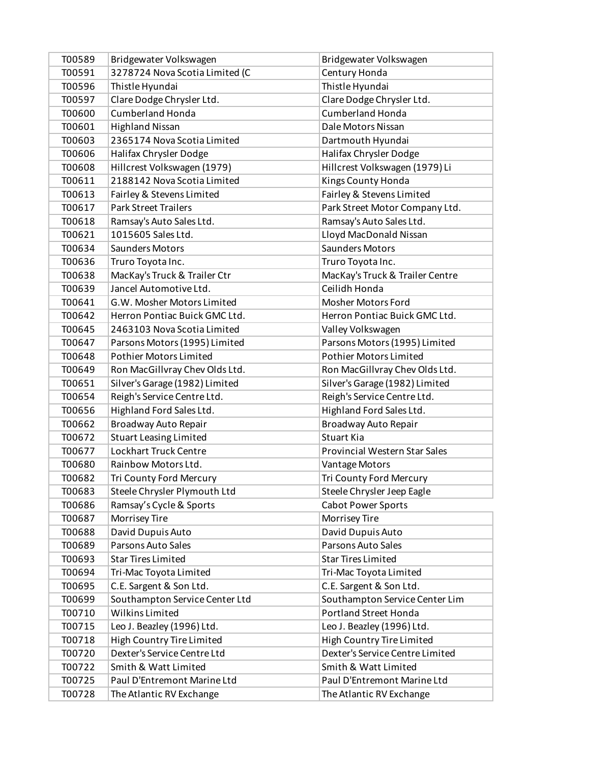| | | |
|---|---|---|
| T00589 | Bridgewater Volkswagen | Bridgewater Volkswagen |
| T00591 | 3278724 Nova Scotia Limited (C | Century Honda |
| T00596 | Thistle Hyundai | Thistle Hyundai |
| T00597 | Clare Dodge Chrysler Ltd. | Clare Dodge Chrysler Ltd. |
| T00600 | Cumberland Honda | Cumberland Honda |
| T00601 | Highland Nissan | Dale Motors Nissan |
| T00603 | 2365174 Nova Scotia Limited | Dartmouth Hyundai |
| T00606 | Halifax Chrysler Dodge | Halifax Chrysler Dodge |
| T00608 | Hillcrest Volkswagen (1979) | Hillcrest Volkswagen (1979) Li |
| T00611 | 2188142 Nova Scotia Limited | Kings County Honda |
| T00613 | Fairley & Stevens Limited | Fairley & Stevens Limited |
| T00617 | Park Street Trailers | Park Street Motor Company Ltd. |
| T00618 | Ramsay's Auto Sales Ltd. | Ramsay's Auto Sales Ltd. |
| T00621 | 1015605 Sales Ltd. | Lloyd MacDonald Nissan |
| T00634 | Saunders Motors | Saunders Motors |
| T00636 | Truro Toyota Inc. | Truro Toyota Inc. |
| T00638 | MacKay's Truck & Trailer Ctr | MacKay's Truck & Trailer Centre |
| T00639 | Jancel Automotive Ltd. | Ceilidh Honda |
| T00641 | G.W. Mosher Motors Limited | Mosher Motors Ford |
| T00642 | Herron Pontiac Buick GMC Ltd. | Herron Pontiac Buick GMC Ltd. |
| T00645 | 2463103 Nova Scotia Limited | Valley Volkswagen |
| T00647 | Parsons Motors (1995) Limited | Parsons Motors (1995) Limited |
| T00648 | Pothier Motors Limited | Pothier Motors Limited |
| T00649 | Ron MacGillvray Chev Olds Ltd. | Ron MacGillvray Chev Olds Ltd. |
| T00651 | Silver's Garage (1982) Limited | Silver's Garage (1982) Limited |
| T00654 | Reigh's Service Centre Ltd. | Reigh's Service Centre Ltd. |
| T00656 | Highland Ford Sales Ltd. | Highland Ford Sales Ltd. |
| T00662 | Broadway Auto Repair | Broadway Auto Repair |
| T00672 | Stuart Leasing Limited | Stuart Kia |
| T00677 | Lockhart Truck Centre | Provincial Western Star Sales |
| T00680 | Rainbow Motors Ltd. | Vantage Motors |
| T00682 | Tri County Ford Mercury | Tri County Ford Mercury |
| T00683 | Steele Chrysler Plymouth Ltd | Steele Chrysler Jeep Eagle |
| T00686 | Ramsay's Cycle & Sports | Cabot Power Sports |
| T00687 | Morrisey Tire | Morrisey Tire |
| T00688 | David Dupuis Auto | David Dupuis Auto |
| T00689 | Parsons Auto Sales | Parsons Auto Sales |
| T00693 | Star Tires Limited | Star Tires Limited |
| T00694 | Tri-Mac Toyota Limited | Tri-Mac Toyota Limited |
| T00695 | C.E. Sargent & Son Ltd. | C.E. Sargent & Son Ltd. |
| T00699 | Southampton Service Center Ltd | Southampton Service Center Lim |
| T00710 | Wilkins Limited | Portland Street Honda |
| T00715 | Leo J. Beazley (1996) Ltd. | Leo J. Beazley (1996) Ltd. |
| T00718 | High Country Tire Limited | High Country Tire Limited |
| T00720 | Dexter's Service Centre Ltd | Dexter's Service Centre Limited |
| T00722 | Smith & Watt Limited | Smith & Watt Limited |
| T00725 | Paul D'Entremont Marine Ltd | Paul D'Entremont Marine Ltd |
| T00728 | The Atlantic RV Exchange | The Atlantic RV Exchange |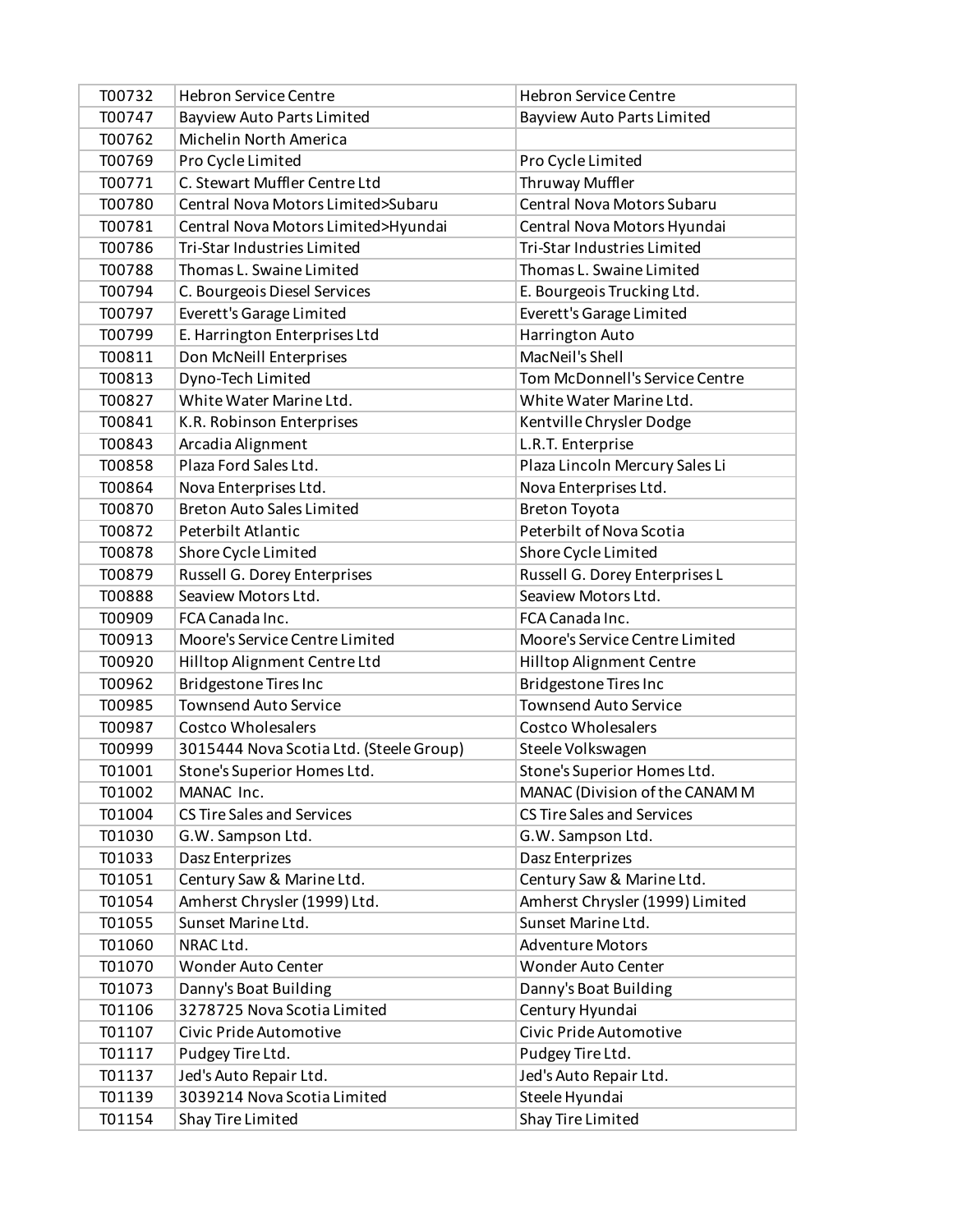| | | |
|---|---|---|
| T00732 | Hebron Service Centre | Hebron Service Centre |
| T00747 | Bayview Auto Parts Limited | Bayview Auto Parts Limited |
| T00762 | Michelin North America | |
| T00769 | Pro Cycle Limited | Pro Cycle Limited |
| T00771 | C. Stewart Muffler Centre Ltd | Thruway Muffler |
| T00780 | Central Nova Motors Limited>Subaru | Central Nova Motors Subaru |
| T00781 | Central Nova Motors Limited>Hyundai | Central Nova Motors Hyundai |
| T00786 | Tri-Star Industries Limited | Tri-Star Industries Limited |
| T00788 | Thomas L. Swaine Limited | Thomas L. Swaine Limited |
| T00794 | C. Bourgeois Diesel Services | E. Bourgeois Trucking Ltd. |
| T00797 | Everett's Garage Limited | Everett's Garage Limited |
| T00799 | E. Harrington Enterprises Ltd | Harrington Auto |
| T00811 | Don McNeill Enterprises | MacNeil's Shell |
| T00813 | Dyno-Tech Limited | Tom McDonnell's Service Centre |
| T00827 | White Water Marine Ltd. | White Water Marine Ltd. |
| T00841 | K.R. Robinson Enterprises | Kentville Chrysler Dodge |
| T00843 | Arcadia Alignment | L.R.T. Enterprise |
| T00858 | Plaza Ford Sales Ltd. | Plaza Lincoln Mercury Sales Li |
| T00864 | Nova Enterprises Ltd. | Nova Enterprises Ltd. |
| T00870 | Breton Auto Sales Limited | Breton Toyota |
| T00872 | Peterbilt Atlantic | Peterbilt of Nova Scotia |
| T00878 | Shore Cycle Limited | Shore Cycle Limited |
| T00879 | Russell G. Dorey Enterprises | Russell G. Dorey Enterprises L |
| T00888 | Seaview Motors Ltd. | Seaview Motors Ltd. |
| T00909 | FCA Canada Inc. | FCA Canada Inc. |
| T00913 | Moore's Service Centre Limited | Moore's Service Centre Limited |
| T00920 | Hilltop Alignment Centre Ltd | Hilltop Alignment Centre |
| T00962 | Bridgestone Tires Inc | Bridgestone Tires Inc |
| T00985 | Townsend Auto Service | Townsend Auto Service |
| T00987 | Costco Wholesalers | Costco Wholesalers |
| T00999 | 3015444 Nova Scotia Ltd. (Steele Group) | Steele Volkswagen |
| T01001 | Stone's Superior Homes Ltd. | Stone's Superior Homes Ltd. |
| T01002 | MANAC Inc. | MANAC (Division of the CANAM M |
| T01004 | CS Tire Sales and Services | CS Tire Sales and Services |
| T01030 | G.W. Sampson Ltd. | G.W. Sampson Ltd. |
| T01033 | Dasz Enterprizes | Dasz Enterprizes |
| T01051 | Century Saw & Marine Ltd. | Century Saw & Marine Ltd. |
| T01054 | Amherst Chrysler (1999) Ltd. | Amherst Chrysler (1999) Limited |
| T01055 | Sunset Marine Ltd. | Sunset Marine Ltd. |
| T01060 | NRAC Ltd. | Adventure Motors |
| T01070 | Wonder Auto Center | Wonder Auto Center |
| T01073 | Danny's Boat Building | Danny's Boat Building |
| T01106 | 3278725 Nova Scotia Limited | Century Hyundai |
| T01107 | Civic Pride Automotive | Civic Pride Automotive |
| T01117 | Pudgey Tire Ltd. | Pudgey Tire Ltd. |
| T01137 | Jed's Auto Repair Ltd. | Jed's Auto Repair Ltd. |
| T01139 | 3039214 Nova Scotia Limited | Steele Hyundai |
| T01154 | Shay Tire Limited | Shay Tire Limited |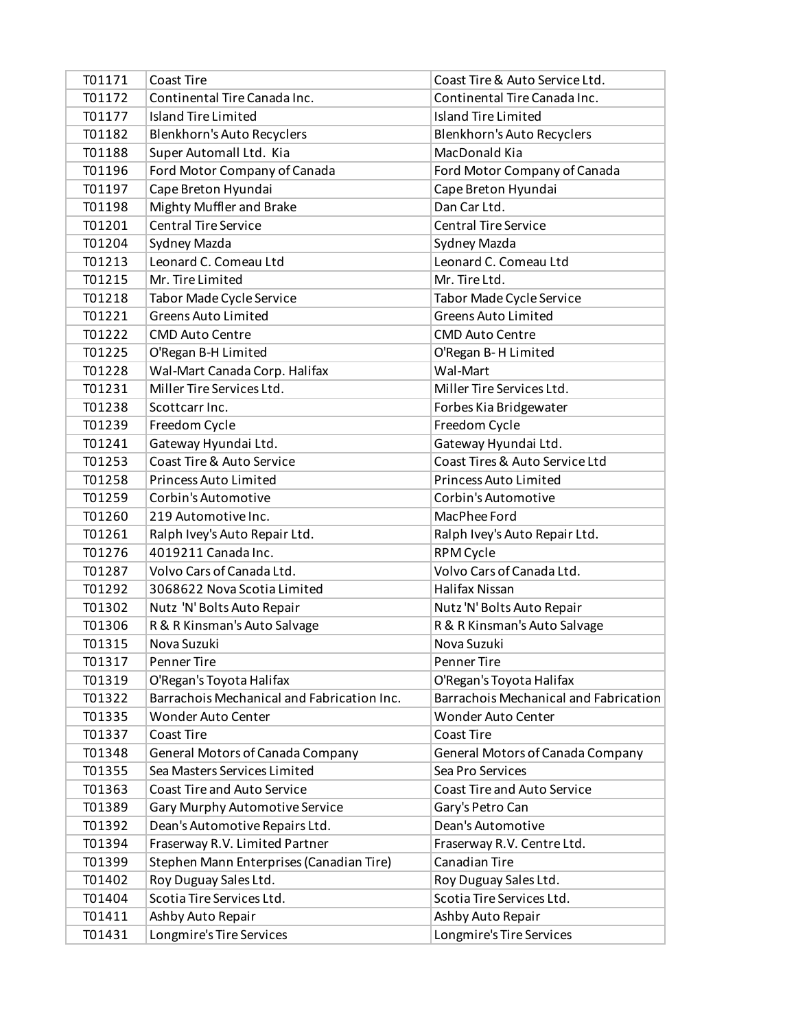| | | |
|---|---|---|
| T01171 | Coast Tire | Coast Tire & Auto Service Ltd. |
| T01172 | Continental Tire Canada Inc. | Continental Tire Canada Inc. |
| T01177 | Island Tire Limited | Island Tire Limited |
| T01182 | Blenkhorn's Auto Recyclers | Blenkhorn's Auto Recyclers |
| T01188 | Super Automall Ltd. Kia | MacDonald Kia |
| T01196 | Ford Motor Company of Canada | Ford Motor Company of Canada |
| T01197 | Cape Breton Hyundai | Cape Breton Hyundai |
| T01198 | Mighty Muffler and Brake | Dan Car Ltd. |
| T01201 | Central Tire Service | Central Tire Service |
| T01204 | Sydney Mazda | Sydney Mazda |
| T01213 | Leonard C. Comeau Ltd | Leonard C. Comeau Ltd |
| T01215 | Mr. Tire Limited | Mr. Tire Ltd. |
| T01218 | Tabor Made Cycle Service | Tabor Made Cycle Service |
| T01221 | Greens Auto Limited | Greens Auto Limited |
| T01222 | CMD Auto Centre | CMD Auto Centre |
| T01225 | O'Regan B-H Limited | O'Regan B- H Limited |
| T01228 | Wal-Mart Canada Corp. Halifax | Wal-Mart |
| T01231 | Miller Tire Services Ltd. | Miller Tire Services Ltd. |
| T01238 | Scottcarr Inc. | Forbes Kia Bridgewater |
| T01239 | Freedom Cycle | Freedom Cycle |
| T01241 | Gateway Hyundai Ltd. | Gateway Hyundai Ltd. |
| T01253 | Coast Tire & Auto Service | Coast Tires & Auto Service Ltd |
| T01258 | Princess Auto Limited | Princess Auto Limited |
| T01259 | Corbin's Automotive | Corbin's Automotive |
| T01260 | 219 Automotive Inc. | MacPhee Ford |
| T01261 | Ralph Ivey's Auto Repair Ltd. | Ralph Ivey's Auto Repair Ltd. |
| T01276 | 4019211 Canada Inc. | RPM Cycle |
| T01287 | Volvo Cars of Canada Ltd. | Volvo Cars of Canada Ltd. |
| T01292 | 3068622 Nova Scotia Limited | Halifax Nissan |
| T01302 | Nutz 'N' Bolts Auto Repair | Nutz 'N' Bolts Auto Repair |
| T01306 | R & R Kinsman's Auto Salvage | R & R Kinsman's Auto Salvage |
| T01315 | Nova Suzuki | Nova Suzuki |
| T01317 | Penner Tire | Penner Tire |
| T01319 | O'Regan's Toyota Halifax | O'Regan's Toyota Halifax |
| T01322 | Barrachois Mechanical and Fabrication Inc. | Barrachois Mechanical and Fabrication |
| T01335 | Wonder Auto Center | Wonder Auto Center |
| T01337 | Coast Tire | Coast Tire |
| T01348 | General Motors of Canada Company | General Motors of Canada Company |
| T01355 | Sea Masters Services Limited | Sea Pro Services |
| T01363 | Coast Tire and Auto Service | Coast Tire and Auto Service |
| T01389 | Gary Murphy Automotive Service | Gary's Petro Can |
| T01392 | Dean's Automotive Repairs Ltd. | Dean's Automotive |
| T01394 | Fraserway R.V. Limited Partner | Fraserway R.V. Centre Ltd. |
| T01399 | Stephen Mann Enterprises (Canadian Tire) | Canadian Tire |
| T01402 | Roy Duguay Sales Ltd. | Roy Duguay Sales Ltd. |
| T01404 | Scotia Tire Services Ltd. | Scotia Tire Services Ltd. |
| T01411 | Ashby Auto Repair | Ashby Auto Repair |
| T01431 | Longmire's Tire Services | Longmire's Tire Services |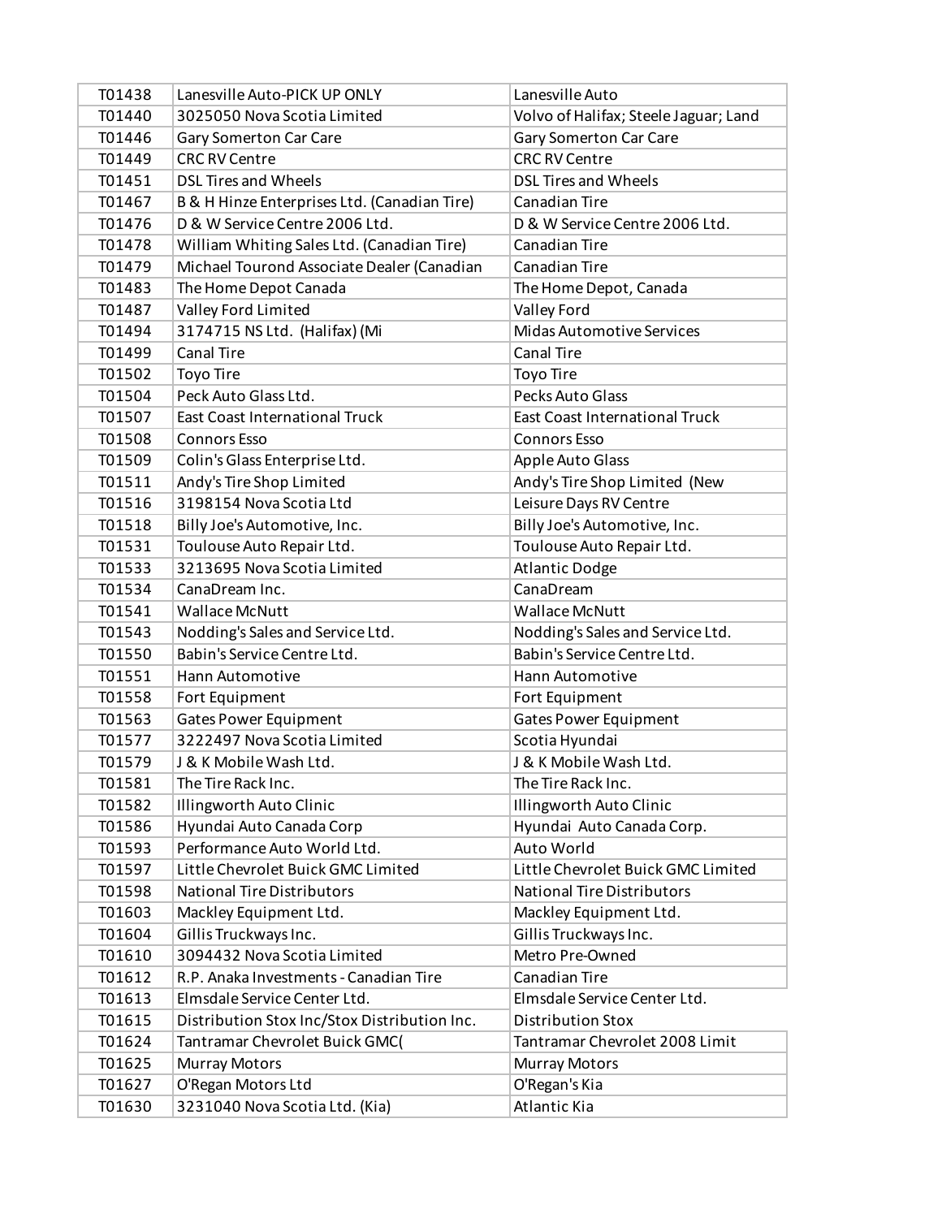| | | |
|---|---|---|
| T01438 | Lanesville Auto-PICK UP ONLY | Lanesville Auto |
| T01440 | 3025050 Nova Scotia Limited | Volvo of Halifax; Steele Jaguar; Land |
| T01446 | Gary Somerton Car Care | Gary Somerton Car Care |
| T01449 | CRC RV Centre | CRC RV Centre |
| T01451 | DSL Tires and Wheels | DSL Tires and Wheels |
| T01467 | B & H Hinze Enterprises Ltd. (Canadian Tire) | Canadian Tire |
| T01476 | D & W Service Centre 2006 Ltd. | D & W Service Centre 2006 Ltd. |
| T01478 | William Whiting Sales Ltd. (Canadian Tire) | Canadian Tire |
| T01479 | Michael Tourond Associate Dealer (Canadian | Canadian Tire |
| T01483 | The Home Depot Canada | The Home Depot, Canada |
| T01487 | Valley Ford Limited | Valley Ford |
| T01494 | 3174715 NS Ltd. (Halifax) (Mi | Midas Automotive Services |
| T01499 | Canal Tire | Canal Tire |
| T01502 | Toyo Tire | Toyo Tire |
| T01504 | Peck Auto Glass Ltd. | Pecks Auto Glass |
| T01507 | East Coast International Truck | East Coast International Truck |
| T01508 | Connors Esso | Connors Esso |
| T01509 | Colin's Glass Enterprise Ltd. | Apple Auto Glass |
| T01511 | Andy's Tire Shop Limited | Andy's Tire Shop Limited (New |
| T01516 | 3198154 Nova Scotia Ltd | Leisure Days RV Centre |
| T01518 | Billy Joe's Automotive, Inc. | Billy Joe's Automotive, Inc. |
| T01531 | Toulouse Auto Repair Ltd. | Toulouse Auto Repair Ltd. |
| T01533 | 3213695 Nova Scotia Limited | Atlantic Dodge |
| T01534 | CanaDream Inc. | CanaDream |
| T01541 | Wallace McNutt | Wallace McNutt |
| T01543 | Nodding's Sales and Service Ltd. | Nodding's Sales and Service Ltd. |
| T01550 | Babin's Service Centre Ltd. | Babin's Service Centre Ltd. |
| T01551 | Hann Automotive | Hann Automotive |
| T01558 | Fort Equipment | Fort Equipment |
| T01563 | Gates Power Equipment | Gates Power Equipment |
| T01577 | 3222497 Nova Scotia Limited | Scotia Hyundai |
| T01579 | J & K Mobile Wash Ltd. | J & K Mobile Wash Ltd. |
| T01581 | The Tire Rack Inc. | The Tire Rack Inc. |
| T01582 | Illingworth Auto Clinic | Illingworth Auto Clinic |
| T01586 | Hyundai Auto Canada Corp | Hyundai Auto Canada Corp. |
| T01593 | Performance Auto World Ltd. | Auto World |
| T01597 | Little Chevrolet Buick GMC Limited | Little Chevrolet Buick GMC Limited |
| T01598 | National Tire Distributors | National Tire Distributors |
| T01603 | Mackley Equipment Ltd. | Mackley Equipment Ltd. |
| T01604 | Gillis Truckways Inc. | Gillis Truckways Inc. |
| T01610 | 3094432 Nova Scotia Limited | Metro Pre-Owned |
| T01612 | R.P. Anaka Investments - Canadian Tire | Canadian Tire |
| T01613 | Elmsdale Service Center Ltd. | Elmsdale Service Center Ltd. |
| T01615 | Distribution Stox Inc/Stox Distribution Inc. | Distribution Stox |
| T01624 | Tantramar Chevrolet Buick GMC( | Tantramar Chevrolet 2008 Limit |
| T01625 | Murray Motors | Murray Motors |
| T01627 | O'Regan Motors Ltd | O'Regan's Kia |
| T01630 | 3231040 Nova Scotia Ltd. (Kia) | Atlantic Kia |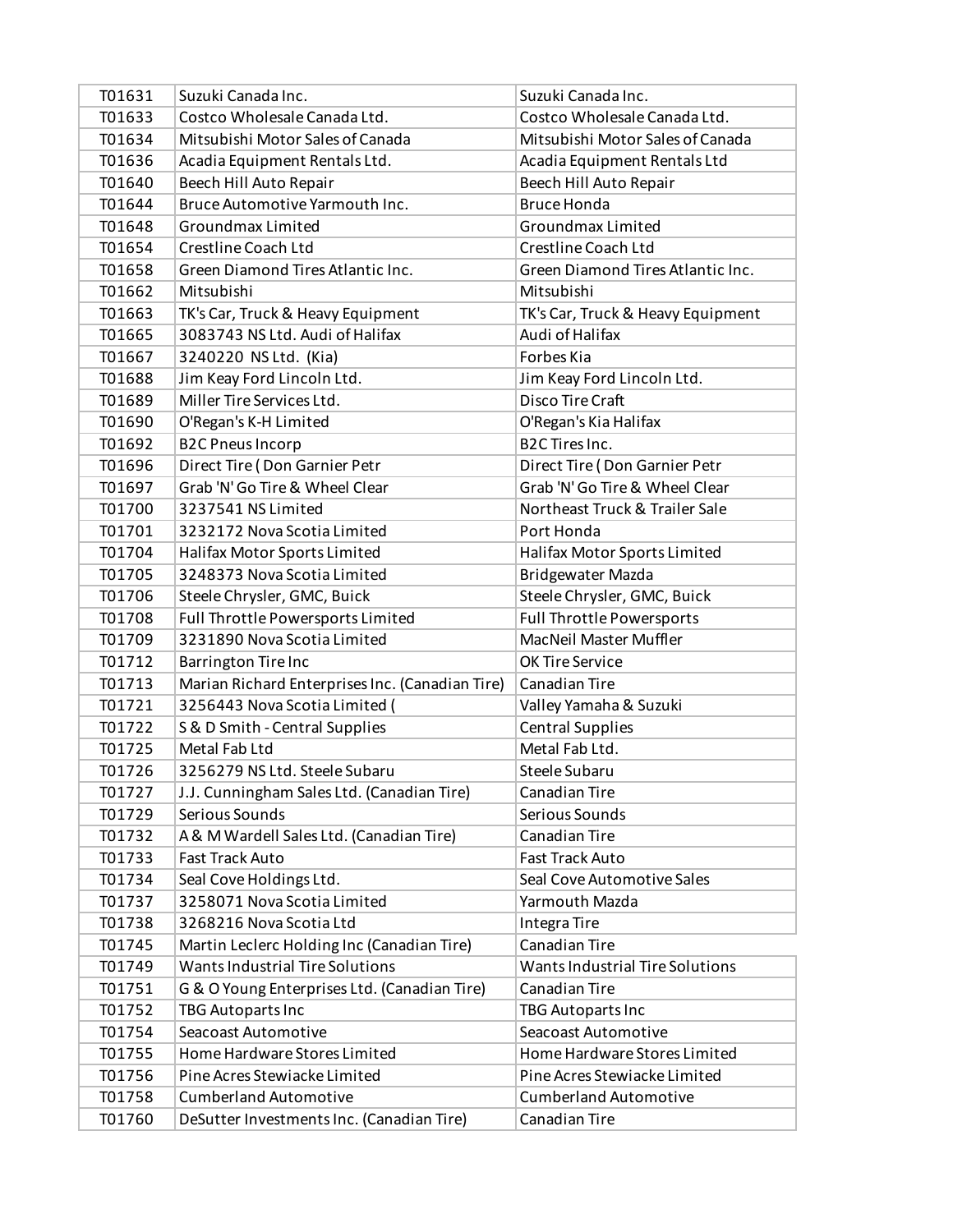| | | |
|---|---|---|
| T01631 | Suzuki Canada Inc. | Suzuki Canada Inc. |
| T01633 | Costco Wholesale Canada Ltd. | Costco Wholesale Canada Ltd. |
| T01634 | Mitsubishi Motor Sales of Canada | Mitsubishi Motor Sales of Canada |
| T01636 | Acadia Equipment Rentals Ltd. | Acadia Equipment Rentals Ltd |
| T01640 | Beech Hill Auto Repair | Beech Hill Auto Repair |
| T01644 | Bruce Automotive Yarmouth Inc. | Bruce Honda |
| T01648 | Groundmax Limited | Groundmax Limited |
| T01654 | Crestline Coach Ltd | Crestline Coach Ltd |
| T01658 | Green Diamond Tires Atlantic Inc. | Green Diamond Tires Atlantic Inc. |
| T01662 | Mitsubishi | Mitsubishi |
| T01663 | TK's Car, Truck & Heavy Equipment | TK's Car, Truck & Heavy Equipment |
| T01665 | 3083743 NS Ltd. Audi of Halifax | Audi of Halifax |
| T01667 | 3240220 NS Ltd. (Kia) | Forbes Kia |
| T01688 | Jim Keay Ford Lincoln Ltd. | Jim Keay Ford Lincoln Ltd. |
| T01689 | Miller Tire Services Ltd. | Disco Tire Craft |
| T01690 | O'Regan's K-H Limited | O'Regan's Kia Halifax |
| T01692 | B2C Pneus Incorp | B2C Tires Inc. |
| T01696 | Direct Tire ( Don Garnier Petr | Direct Tire ( Don Garnier Petr |
| T01697 | Grab 'N' Go Tire & Wheel Clear | Grab 'N' Go Tire & Wheel Clear |
| T01700 | 3237541 NS Limited | Northeast Truck & Trailer Sale |
| T01701 | 3232172 Nova Scotia Limited | Port Honda |
| T01704 | Halifax Motor Sports Limited | Halifax Motor Sports Limited |
| T01705 | 3248373 Nova Scotia Limited | Bridgewater Mazda |
| T01706 | Steele Chrysler, GMC, Buick | Steele Chrysler, GMC, Buick |
| T01708 | Full Throttle Powersports Limited | Full Throttle Powersports |
| T01709 | 3231890 Nova Scotia Limited | MacNeil Master Muffler |
| T01712 | Barrington Tire Inc | OK Tire Service |
| T01713 | Marian Richard Enterprises Inc. (Canadian Tire) | Canadian Tire |
| T01721 | 3256443 Nova Scotia Limited ( | Valley Yamaha & Suzuki |
| T01722 | S & D Smith - Central Supplies | Central Supplies |
| T01725 | Metal Fab Ltd | Metal Fab Ltd. |
| T01726 | 3256279 NS Ltd. Steele Subaru | Steele Subaru |
| T01727 | J.J. Cunningham Sales Ltd. (Canadian Tire) | Canadian Tire |
| T01729 | Serious Sounds | Serious Sounds |
| T01732 | A & M Wardell Sales Ltd. (Canadian Tire) | Canadian Tire |
| T01733 | Fast Track Auto | Fast Track Auto |
| T01734 | Seal Cove Holdings Ltd. | Seal Cove Automotive Sales |
| T01737 | 3258071 Nova Scotia Limited | Yarmouth Mazda |
| T01738 | 3268216 Nova Scotia Ltd | Integra Tire |
| T01745 | Martin Leclerc Holding Inc (Canadian Tire) | Canadian Tire |
| T01749 | Wants Industrial Tire Solutions | Wants Industrial Tire Solutions |
| T01751 | G & O Young Enterprises Ltd. (Canadian Tire) | Canadian Tire |
| T01752 | TBG Autoparts Inc | TBG Autoparts Inc |
| T01754 | Seacoast Automotive | Seacoast Automotive |
| T01755 | Home Hardware Stores Limited | Home Hardware Stores Limited |
| T01756 | Pine Acres Stewiacke Limited | Pine Acres Stewiacke Limited |
| T01758 | Cumberland Automotive | Cumberland Automotive |
| T01760 | DeSutter Investments Inc. (Canadian Tire) | Canadian Tire |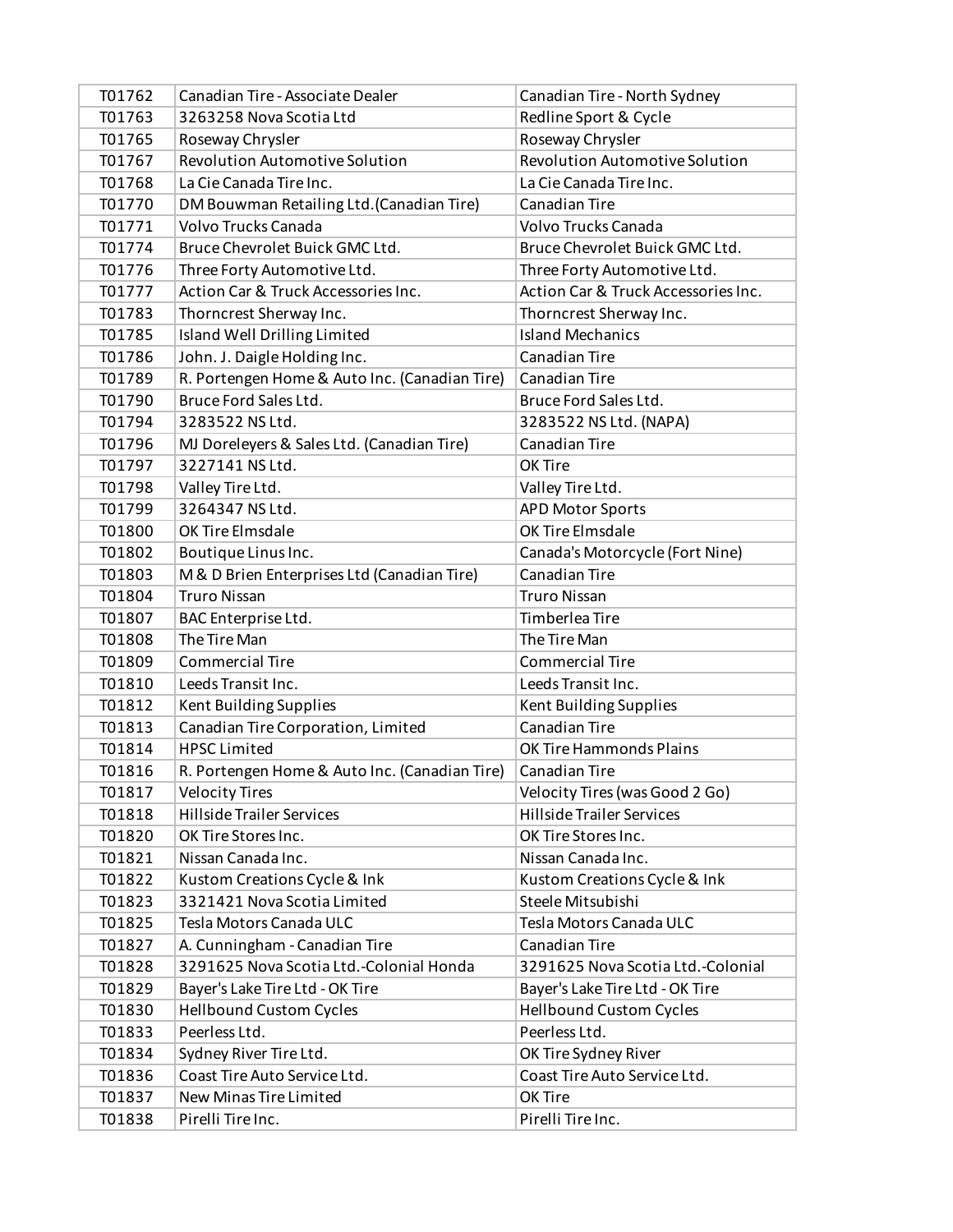| | | |
|---|---|---|
| T01762 | Canadian Tire - Associate Dealer | Canadian Tire - North Sydney |
| T01763 | 3263258 Nova Scotia Ltd | Redline Sport & Cycle |
| T01765 | Roseway Chrysler | Roseway Chrysler |
| T01767 | Revolution Automotive Solution | Revolution Automotive Solution |
| T01768 | La Cie Canada Tire Inc. | La Cie Canada Tire Inc. |
| T01770 | DM Bouwman Retailing Ltd.(Canadian Tire) | Canadian Tire |
| T01771 | Volvo Trucks Canada | Volvo Trucks Canada |
| T01774 | Bruce Chevrolet Buick GMC Ltd. | Bruce Chevrolet Buick GMC Ltd. |
| T01776 | Three Forty Automotive Ltd. | Three Forty Automotive Ltd. |
| T01777 | Action Car & Truck Accessories Inc. | Action Car & Truck Accessories Inc. |
| T01783 | Thorncrest Sherway Inc. | Thorncrest Sherway Inc. |
| T01785 | Island Well Drilling Limited | Island Mechanics |
| T01786 | John. J. Daigle Holding Inc. | Canadian Tire |
| T01789 | R. Portengen Home & Auto Inc. (Canadian Tire) | Canadian Tire |
| T01790 | Bruce Ford Sales Ltd. | Bruce Ford Sales Ltd. |
| T01794 | 3283522 NS Ltd. | 3283522 NS Ltd. (NAPA) |
| T01796 | MJ Doreleyers & Sales Ltd. (Canadian Tire) | Canadian Tire |
| T01797 | 3227141 NS Ltd. | OK Tire |
| T01798 | Valley Tire Ltd. | Valley Tire Ltd. |
| T01799 | 3264347 NS Ltd. | APD Motor Sports |
| T01800 | OK Tire Elmsdale | OK Tire Elmsdale |
| T01802 | Boutique Linus Inc. | Canada's Motorcycle (Fort Nine) |
| T01803 | M & D Brien Enterprises Ltd (Canadian Tire) | Canadian Tire |
| T01804 | Truro Nissan | Truro Nissan |
| T01807 | BAC Enterprise Ltd. | Timberlea Tire |
| T01808 | The Tire Man | The Tire Man |
| T01809 | Commercial Tire | Commercial Tire |
| T01810 | Leeds Transit Inc. | Leeds Transit Inc. |
| T01812 | Kent Building Supplies | Kent Building Supplies |
| T01813 | Canadian Tire Corporation, Limited | Canadian Tire |
| T01814 | HPSC Limited | OK Tire Hammonds Plains |
| T01816 | R. Portengen Home & Auto Inc. (Canadian Tire) | Canadian Tire |
| T01817 | Velocity Tires | Velocity Tires (was Good 2 Go) |
| T01818 | Hillside Trailer Services | Hillside Trailer Services |
| T01820 | OK Tire Stores Inc. | OK Tire Stores Inc. |
| T01821 | Nissan Canada Inc. | Nissan Canada Inc. |
| T01822 | Kustom Creations Cycle & Ink | Kustom Creations Cycle & Ink |
| T01823 | 3321421 Nova Scotia Limited | Steele Mitsubishi |
| T01825 | Tesla Motors Canada ULC | Tesla Motors Canada ULC |
| T01827 | A. Cunningham - Canadian Tire | Canadian Tire |
| T01828 | 3291625 Nova Scotia Ltd.-Colonial Honda | 3291625 Nova Scotia Ltd.-Colonial |
| T01829 | Bayer's Lake Tire Ltd - OK Tire | Bayer's Lake Tire Ltd - OK Tire |
| T01830 | Hellbound Custom Cycles | Hellbound Custom Cycles |
| T01833 | Peerless Ltd. | Peerless Ltd. |
| T01834 | Sydney River Tire Ltd. | OK Tire Sydney River |
| T01836 | Coast Tire Auto Service Ltd. | Coast Tire Auto Service Ltd. |
| T01837 | New Minas Tire Limited | OK Tire |
| T01838 | Pirelli Tire Inc. | Pirelli Tire Inc. |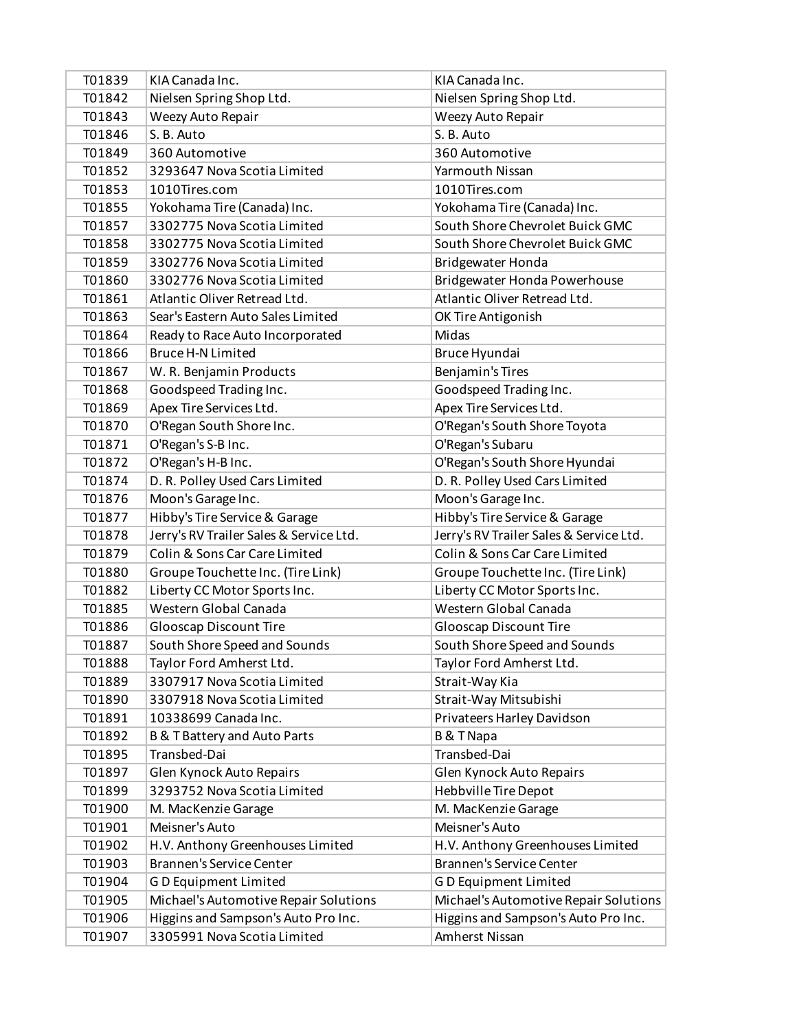| | | |
|---|---|---|
| T01839 | KIA Canada Inc. | KIA Canada Inc. |
| T01842 | Nielsen Spring Shop Ltd. | Nielsen Spring Shop Ltd. |
| T01843 | Weezy Auto Repair | Weezy Auto Repair |
| T01846 | S. B. Auto | S. B. Auto |
| T01849 | 360 Automotive | 360 Automotive |
| T01852 | 3293647 Nova Scotia Limited | Yarmouth Nissan |
| T01853 | 1010Tires.com | 1010Tires.com |
| T01855 | Yokohama Tire (Canada) Inc. | Yokohama Tire (Canada) Inc. |
| T01857 | 3302775 Nova Scotia Limited | South Shore Chevrolet Buick GMC |
| T01858 | 3302775 Nova Scotia Limited | South Shore Chevrolet Buick GMC |
| T01859 | 3302776 Nova Scotia Limited | Bridgewater Honda |
| T01860 | 3302776 Nova Scotia Limited | Bridgewater Honda Powerhouse |
| T01861 | Atlantic Oliver Retread Ltd. | Atlantic Oliver Retread Ltd. |
| T01863 | Sear's Eastern Auto Sales Limited | OK Tire Antigonish |
| T01864 | Ready to Race Auto Incorporated | Midas |
| T01866 | Bruce H-N Limited | Bruce Hyundai |
| T01867 | W. R. Benjamin Products | Benjamin's Tires |
| T01868 | Goodspeed Trading Inc. | Goodspeed Trading Inc. |
| T01869 | Apex Tire Services Ltd. | Apex Tire Services Ltd. |
| T01870 | O'Regan South Shore Inc. | O'Regan's South Shore Toyota |
| T01871 | O'Regan's S-B Inc. | O'Regan's Subaru |
| T01872 | O'Regan's H-B Inc. | O'Regan's South Shore Hyundai |
| T01874 | D. R. Polley Used Cars Limited | D. R. Polley Used Cars Limited |
| T01876 | Moon's Garage Inc. | Moon's Garage Inc. |
| T01877 | Hibby's Tire Service & Garage | Hibby's Tire Service & Garage |
| T01878 | Jerry's RV Trailer Sales & Service Ltd. | Jerry's RV Trailer Sales & Service Ltd. |
| T01879 | Colin & Sons Car Care Limited | Colin & Sons Car Care Limited |
| T01880 | Groupe Touchette Inc. (Tire Link) | Groupe Touchette Inc. (Tire Link) |
| T01882 | Liberty CC Motor Sports Inc. | Liberty CC Motor Sports Inc. |
| T01885 | Western Global Canada | Western Global Canada |
| T01886 | Glooscap Discount Tire | Glooscap Discount Tire |
| T01887 | South Shore Speed and Sounds | South Shore Speed and Sounds |
| T01888 | Taylor Ford Amherst Ltd. | Taylor Ford Amherst Ltd. |
| T01889 | 3307917 Nova Scotia Limited | Strait-Way Kia |
| T01890 | 3307918 Nova Scotia Limited | Strait-Way Mitsubishi |
| T01891 | 10338699 Canada Inc. | Privateers Harley Davidson |
| T01892 | B & T Battery and Auto Parts | B & T Napa |
| T01895 | Transbed-Dai | Transbed-Dai |
| T01897 | Glen Kynock Auto Repairs | Glen Kynock Auto Repairs |
| T01899 | 3293752 Nova Scotia Limited | Hebbville Tire Depot |
| T01900 | M. MacKenzie Garage | M. MacKenzie Garage |
| T01901 | Meisner's Auto | Meisner's Auto |
| T01902 | H.V. Anthony Greenhouses Limited | H.V. Anthony Greenhouses Limited |
| T01903 | Brannen's Service Center | Brannen's Service Center |
| T01904 | G D Equipment Limited | G D Equipment Limited |
| T01905 | Michael's Automotive Repair Solutions | Michael's Automotive Repair Solutions |
| T01906 | Higgins and Sampson's Auto Pro Inc. | Higgins and Sampson's Auto Pro Inc. |
| T01907 | 3305991 Nova Scotia Limited | Amherst Nissan |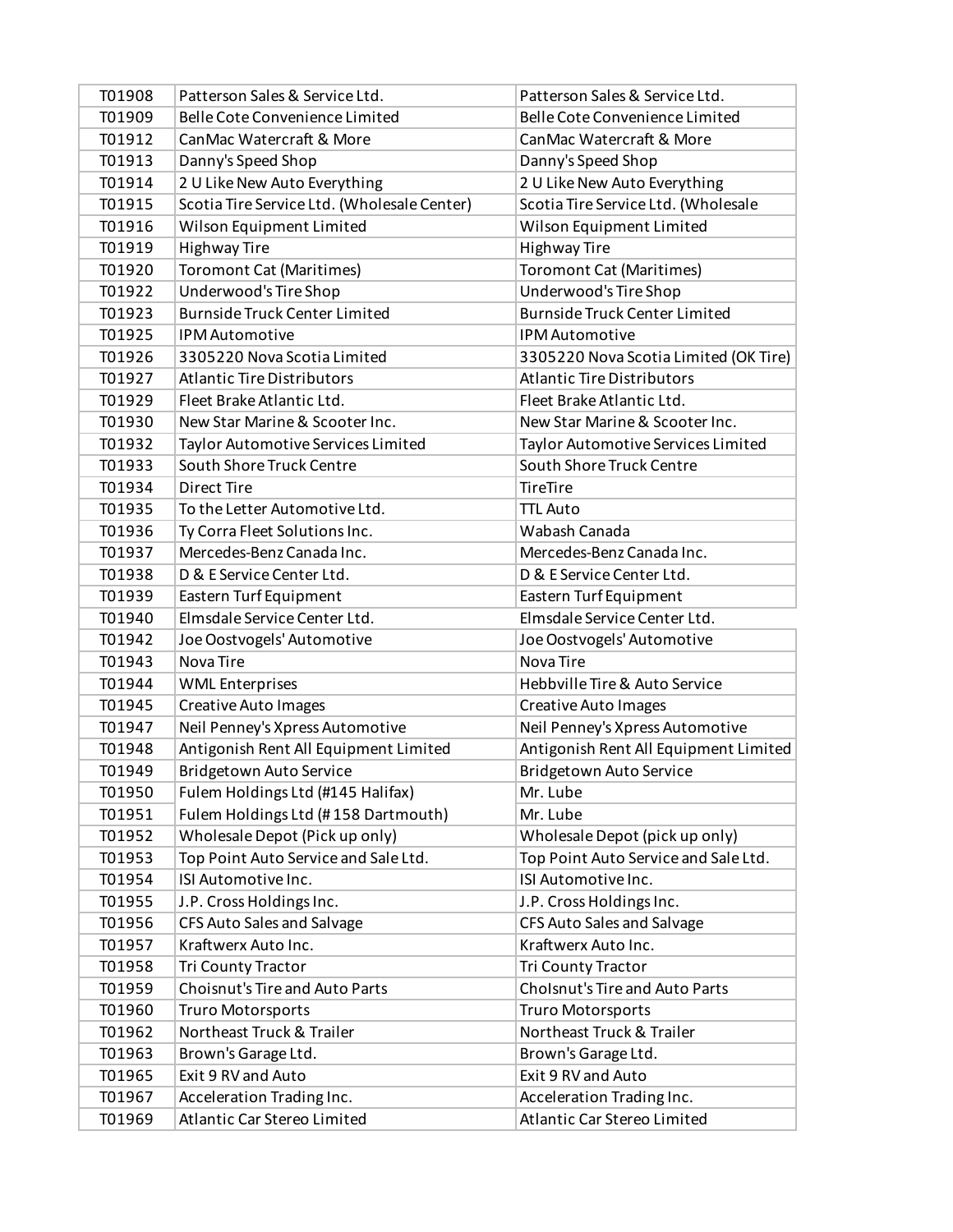| | | |
|---|---|---|
| T01908 | Patterson Sales & Service Ltd. | Patterson Sales & Service Ltd. |
| T01909 | Belle Cote Convenience Limited | Belle Cote Convenience Limited |
| T01912 | CanMac Watercraft & More | CanMac Watercraft & More |
| T01913 | Danny's Speed Shop | Danny's Speed Shop |
| T01914 | 2 U Like New Auto Everything | 2 U Like New Auto Everything |
| T01915 | Scotia Tire Service Ltd. (Wholesale Center) | Scotia Tire Service Ltd. (Wholesale |
| T01916 | Wilson Equipment Limited | Wilson Equipment Limited |
| T01919 | Highway Tire | Highway Tire |
| T01920 | Toromont Cat (Maritimes) | Toromont Cat (Maritimes) |
| T01922 | Underwood's Tire Shop | Underwood's Tire Shop |
| T01923 | Burnside Truck Center Limited | Burnside Truck Center Limited |
| T01925 | IPM Automotive | IPM Automotive |
| T01926 | 3305220 Nova Scotia Limited | 3305220 Nova Scotia Limited (OK Tire) |
| T01927 | Atlantic Tire Distributors | Atlantic Tire Distributors |
| T01929 | Fleet Brake Atlantic Ltd. | Fleet Brake Atlantic Ltd. |
| T01930 | New Star Marine & Scooter Inc. | New Star Marine & Scooter Inc. |
| T01932 | Taylor Automotive Services Limited | Taylor Automotive Services Limited |
| T01933 | South Shore Truck Centre | South Shore Truck Centre |
| T01934 | Direct Tire | TireTire |
| T01935 | To the Letter Automotive Ltd. | TTL Auto |
| T01936 | Ty Corra Fleet Solutions Inc. | Wabash Canada |
| T01937 | Mercedes-Benz Canada Inc. | Mercedes-Benz Canada Inc. |
| T01938 | D & E Service Center Ltd. | D & E Service Center Ltd. |
| T01939 | Eastern Turf Equipment | Eastern Turf Equipment |
| T01940 | Elmsdale Service Center Ltd. | Elmsdale Service Center Ltd. |
| T01942 | Joe Oostvogels' Automotive | Joe Oostvogels' Automotive |
| T01943 | Nova Tire | Nova Tire |
| T01944 | WML Enterprises | Hebbville Tire & Auto Service |
| T01945 | Creative Auto Images | Creative Auto Images |
| T01947 | Neil Penney's Xpress Automotive | Neil Penney's Xpress Automotive |
| T01948 | Antigonish Rent All Equipment Limited | Antigonish Rent All Equipment Limited |
| T01949 | Bridgetown Auto Service | Bridgetown Auto Service |
| T01950 | Fulem Holdings Ltd (#145 Halifax) | Mr. Lube |
| T01951 | Fulem Holdings Ltd (# 158 Dartmouth) | Mr. Lube |
| T01952 | Wholesale Depot (Pick up only) | Wholesale Depot (pick up only) |
| T01953 | Top Point Auto Service and Sale Ltd. | Top Point Auto Service and Sale Ltd. |
| T01954 | ISI Automotive Inc. | ISI Automotive Inc. |
| T01955 | J.P. Cross Holdings Inc. | J.P. Cross Holdings Inc. |
| T01956 | CFS Auto Sales and Salvage | CFS Auto Sales and Salvage |
| T01957 | Kraftwerx Auto Inc. | Kraftwerx Auto Inc. |
| T01958 | Tri County Tractor | Tri County Tractor |
| T01959 | Choisnut's Tire and Auto Parts | ChoIsnut's Tire and Auto Parts |
| T01960 | Truro Motorsports | Truro Motorsports |
| T01962 | Northeast Truck & Trailer | Northeast Truck & Trailer |
| T01963 | Brown's Garage Ltd. | Brown's Garage Ltd. |
| T01965 | Exit 9 RV and Auto | Exit 9 RV and Auto |
| T01967 | Acceleration Trading Inc. | Acceleration Trading Inc. |
| T01969 | Atlantic Car Stereo Limited | Atlantic Car Stereo Limited |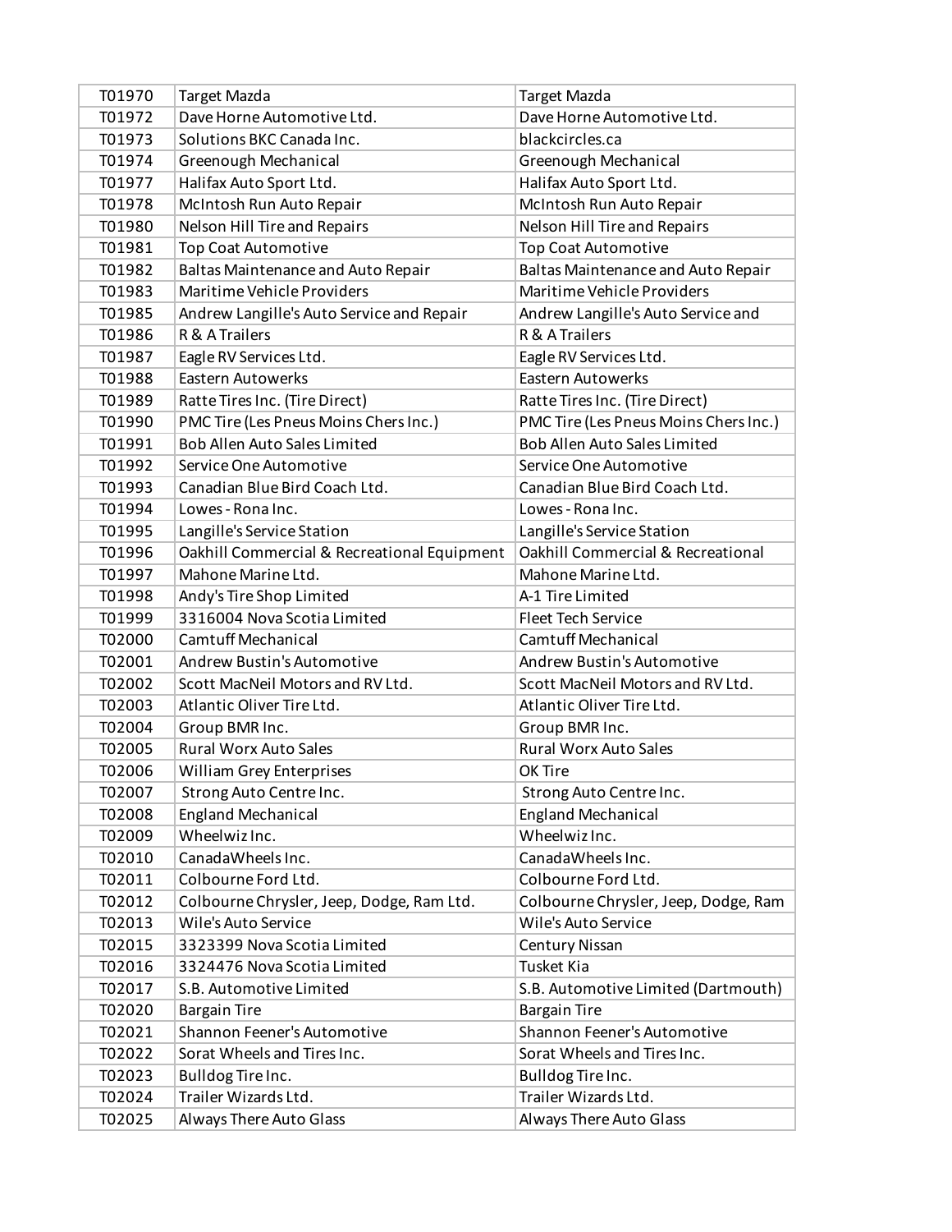| T01970 | Target Mazda | Target Mazda |
|---|---|---|
| T01972 | Dave Horne Automotive Ltd. | Dave Horne Automotive Ltd. |
| T01973 | Solutions BKC Canada Inc. | blackcircles.ca |
| T01974 | Greenough Mechanical | Greenough Mechanical |
| T01977 | Halifax Auto Sport Ltd. | Halifax Auto Sport Ltd. |
| T01978 | McIntosh Run Auto Repair | McIntosh Run Auto Repair |
| T01980 | Nelson Hill Tire and Repairs | Nelson Hill Tire and Repairs |
| T01981 | Top Coat Automotive | Top Coat Automotive |
| T01982 | Baltas Maintenance and Auto Repair | Baltas Maintenance and Auto Repair |
| T01983 | Maritime Vehicle Providers | Maritime Vehicle Providers |
| T01985 | Andrew Langille's Auto Service and Repair | Andrew Langille's Auto Service and |
| T01986 | R & A Trailers | R & A Trailers |
| T01987 | Eagle RV Services Ltd. | Eagle RV Services Ltd. |
| T01988 | Eastern Autowerks | Eastern Autowerks |
| T01989 | Ratte Tires Inc. (Tire Direct) | Ratte Tires Inc. (Tire Direct) |
| T01990 | PMC Tire (Les Pneus Moins Chers Inc.) | PMC Tire (Les Pneus Moins Chers Inc.) |
| T01991 | Bob Allen Auto Sales Limited | Bob Allen Auto Sales Limited |
| T01992 | Service One Automotive | Service One Automotive |
| T01993 | Canadian Blue Bird Coach Ltd. | Canadian Blue Bird Coach Ltd. |
| T01994 | Lowes - Rona Inc. | Lowes - Rona Inc. |
| T01995 | Langille's Service Station | Langille's Service Station |
| T01996 | Oakhill Commercial & Recreational Equipment | Oakhill Commercial & Recreational |
| T01997 | Mahone Marine Ltd. | Mahone Marine Ltd. |
| T01998 | Andy's Tire Shop Limited | A-1 Tire Limited |
| T01999 | 3316004 Nova Scotia Limited | Fleet Tech Service |
| T02000 | Camtuff Mechanical | Camtuff Mechanical |
| T02001 | Andrew Bustin's Automotive | Andrew Bustin's Automotive |
| T02002 | Scott MacNeil Motors and RV Ltd. | Scott MacNeil Motors and RV Ltd. |
| T02003 | Atlantic Oliver Tire Ltd. | Atlantic Oliver Tire Ltd. |
| T02004 | Group BMR Inc. | Group BMR Inc. |
| T02005 | Rural Worx Auto Sales | Rural Worx Auto Sales |
| T02006 | William Grey Enterprises | OK Tire |
| T02007 | Strong Auto Centre Inc. | Strong Auto Centre Inc. |
| T02008 | England Mechanical | England Mechanical |
| T02009 | Wheelwiz Inc. | Wheelwiz Inc. |
| T02010 | CanadaWheels Inc. | CanadaWheels Inc. |
| T02011 | Colbourne Ford Ltd. | Colbourne Ford Ltd. |
| T02012 | Colbourne Chrysler, Jeep, Dodge, Ram Ltd. | Colbourne Chrysler, Jeep, Dodge, Ram |
| T02013 | Wile's Auto Service | Wile's Auto Service |
| T02015 | 3323399 Nova Scotia Limited | Century Nissan |
| T02016 | 3324476 Nova Scotia Limited | Tusket Kia |
| T02017 | S.B. Automotive Limited | S.B. Automotive Limited (Dartmouth) |
| T02020 | Bargain Tire | Bargain Tire |
| T02021 | Shannon Feener's Automotive | Shannon Feener's Automotive |
| T02022 | Sorat Wheels and Tires Inc. | Sorat Wheels and Tires Inc. |
| T02023 | Bulldog Tire Inc. | Bulldog Tire Inc. |
| T02024 | Trailer Wizards Ltd. | Trailer Wizards Ltd. |
| T02025 | Always There Auto Glass | Always There Auto Glass |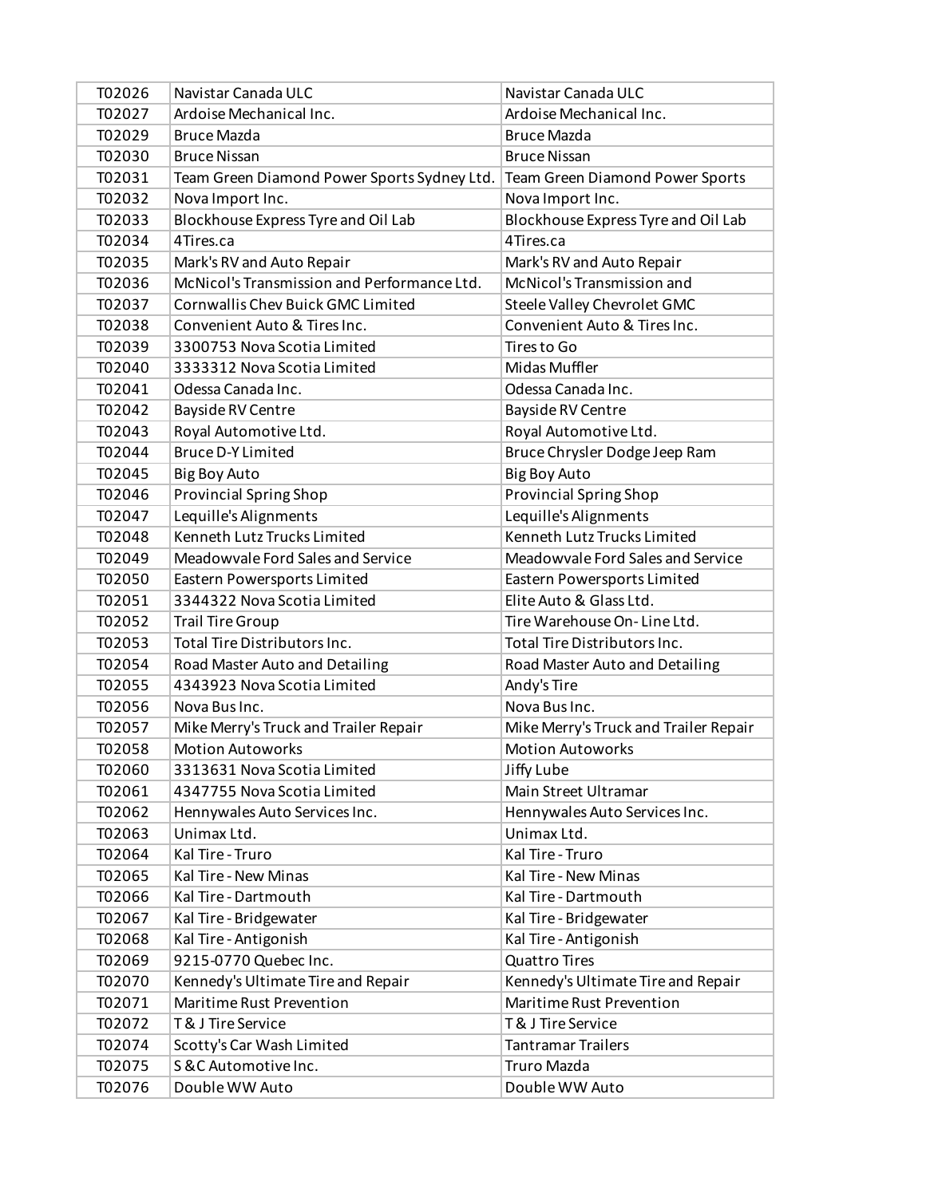| | | |
|---|---|---|
| T02026 | Navistar Canada ULC | Navistar Canada ULC |
| T02027 | Ardoise Mechanical Inc. | Ardoise Mechanical Inc. |
| T02029 | Bruce Mazda | Bruce Mazda |
| T02030 | Bruce Nissan | Bruce Nissan |
| T02031 | Team Green Diamond Power Sports Sydney Ltd. | Team Green Diamond Power Sports |
| T02032 | Nova Import Inc. | Nova Import Inc. |
| T02033 | Blockhouse Express Tyre and Oil Lab | Blockhouse Express Tyre and Oil Lab |
| T02034 | 4Tires.ca | 4Tires.ca |
| T02035 | Mark's RV and Auto Repair | Mark's RV and Auto Repair |
| T02036 | McNicol's Transmission and Performance Ltd. | McNicol's Transmission and |
| T02037 | Cornwallis Chev Buick GMC Limited | Steele Valley Chevrolet GMC |
| T02038 | Convenient Auto & Tires Inc. | Convenient Auto & Tires Inc. |
| T02039 | 3300753 Nova Scotia Limited | Tires to Go |
| T02040 | 3333312 Nova Scotia Limited | Midas Muffler |
| T02041 | Odessa Canada Inc. | Odessa Canada Inc. |
| T02042 | Bayside RV Centre | Bayside RV Centre |
| T02043 | Royal Automotive Ltd. | Royal Automotive Ltd. |
| T02044 | Bruce D-Y Limited | Bruce Chrysler Dodge Jeep Ram |
| T02045 | Big Boy Auto | Big Boy Auto |
| T02046 | Provincial Spring Shop | Provincial Spring Shop |
| T02047 | Lequille's Alignments | Lequille's Alignments |
| T02048 | Kenneth Lutz Trucks Limited | Kenneth Lutz Trucks Limited |
| T02049 | Meadowvale Ford Sales and Service | Meadowvale Ford Sales and Service |
| T02050 | Eastern Powersports Limited | Eastern Powersports Limited |
| T02051 | 3344322 Nova Scotia Limited | Elite Auto & Glass Ltd. |
| T02052 | Trail Tire Group | Tire Warehouse On-Line Ltd. |
| T02053 | Total Tire Distributors Inc. | Total Tire Distributors Inc. |
| T02054 | Road Master Auto and Detailing | Road Master Auto and Detailing |
| T02055 | 4343923 Nova Scotia Limited | Andy's Tire |
| T02056 | Nova Bus Inc. | Nova Bus Inc. |
| T02057 | Mike Merry's Truck and Trailer Repair | Mike Merry's Truck and Trailer Repair |
| T02058 | Motion Autoworks | Motion Autoworks |
| T02060 | 3313631 Nova Scotia Limited | Jiffy Lube |
| T02061 | 4347755 Nova Scotia Limited | Main Street Ultramar |
| T02062 | Hennywales Auto Services Inc. | Hennywales Auto Services Inc. |
| T02063 | Unimax Ltd. | Unimax Ltd. |
| T02064 | Kal Tire - Truro | Kal Tire - Truro |
| T02065 | Kal Tire - New Minas | Kal Tire - New Minas |
| T02066 | Kal Tire - Dartmouth | Kal Tire - Dartmouth |
| T02067 | Kal Tire - Bridgewater | Kal Tire - Bridgewater |
| T02068 | Kal Tire - Antigonish | Kal Tire - Antigonish |
| T02069 | 9215-0770 Quebec Inc. | Quattro Tires |
| T02070 | Kennedy's Ultimate Tire and Repair | Kennedy's Ultimate Tire and Repair |
| T02071 | Maritime Rust Prevention | Maritime Rust Prevention |
| T02072 | T & J Tire Service | T & J Tire Service |
| T02074 | Scotty's Car Wash Limited | Tantramar Trailers |
| T02075 | S &C Automotive Inc. | Truro Mazda |
| T02076 | Double WW Auto | Double WW Auto |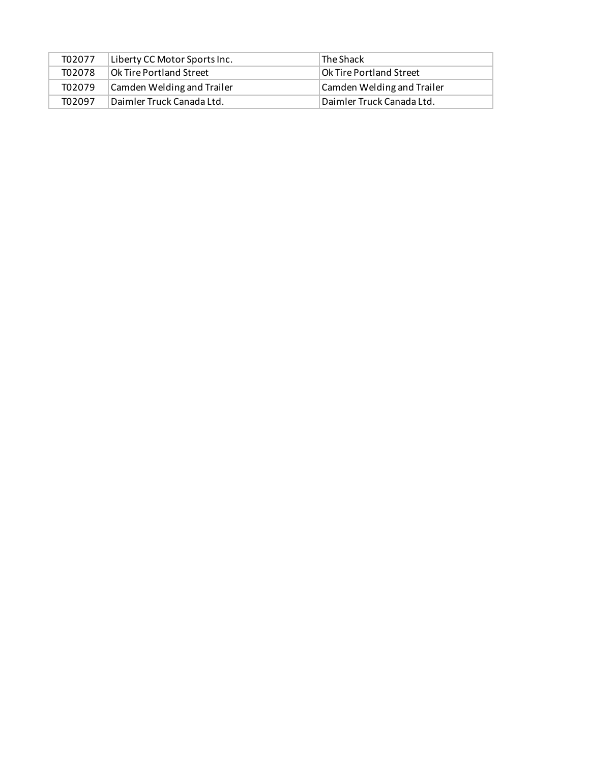| | | |
|---|---|---|
| T02077 | Liberty CC Motor Sports Inc. | The Shack |
| T02078 | Ok Tire Portland Street | Ok Tire Portland Street |
| T02079 | Camden Welding and Trailer | Camden Welding and Trailer |
| T02097 | Daimler Truck Canada Ltd. | Daimler Truck Canada Ltd. |